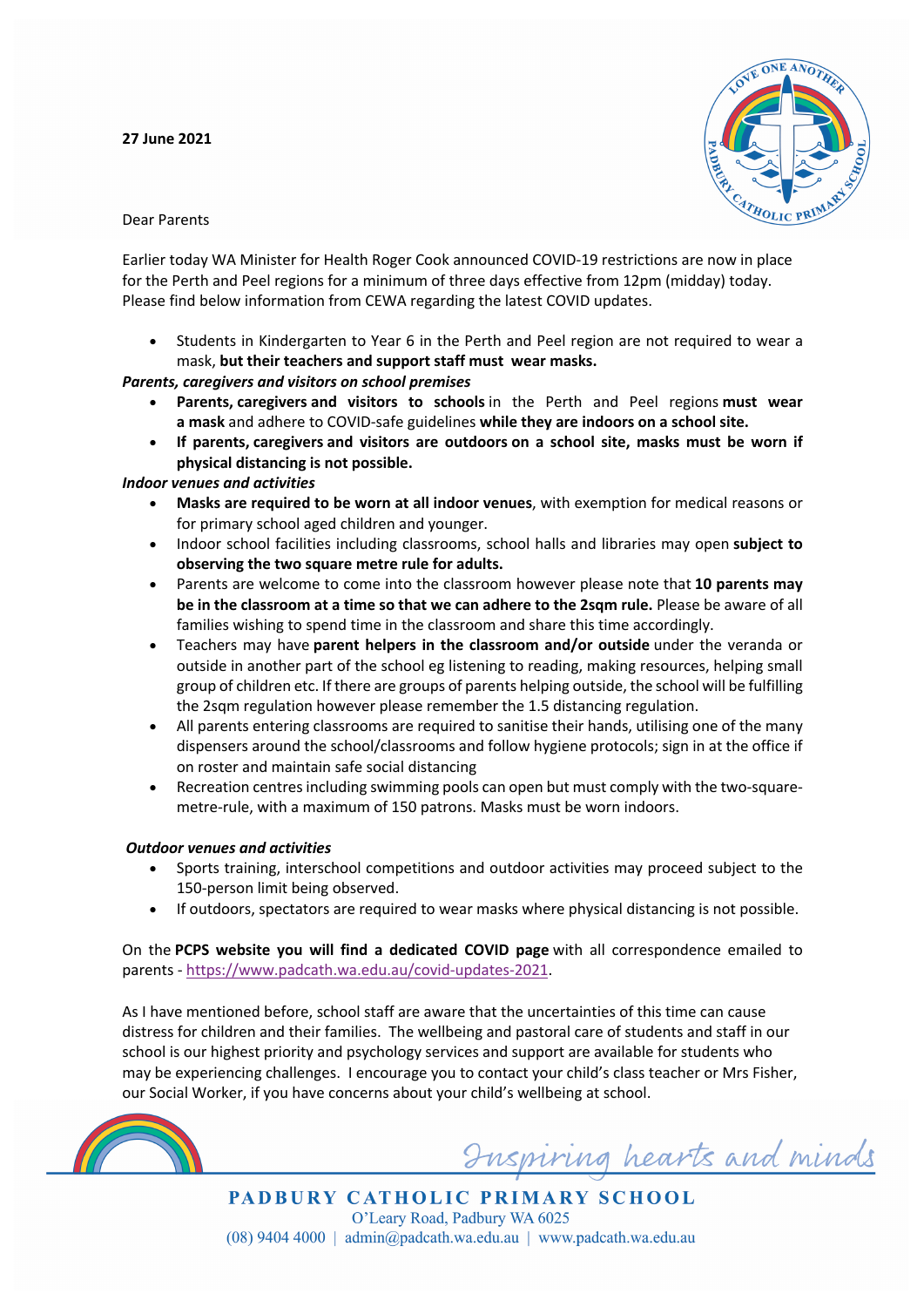**27 June 2021**

Dear Parents

Earlier today WA Minister for Health Roger Cook announced COVID-19 restrictions are now in place for the Perth and Peel regions for a minimum of three days effective from 12pm (midday) today. Please find below information from CEWA regarding the latest COVID updates.

- Students in Kindergarten to Year 6 in the Perth and Peel region are not required to wear a mask, **but their teachers and support staff must wear masks.**

***Parents, caregivers and visitors on school premises***

- **Parents, caregivers and visitors to schools** in the Perth and Peel regions **must wear a mask** and adhere to COVID-safe guidelines **while they are indoors on a school site.**
- **If parents, caregivers and visitors are outdoors on a school site, masks must be worn if physical distancing is not possible.**

***Indoor venues and activities***

- **Masks are required to be worn at all indoor venues**, with exemption for medical reasons or for primary school aged children and younger.
- Indoor school facilities including classrooms, school halls and libraries may open **subject to observing the two square metre rule for adults.**
- Parents are welcome to come into the classroom however please note that **10 parents may be in the classroom at a time so that we can adhere to the 2sqm rule.** Please be aware of all families wishing to spend time in the classroom and share this time accordingly.
- Teachers may have **parent helpers in the classroom and/or outside** under the veranda or outside in another part of the school eg listening to reading, making resources, helping small group of children etc. If there are groups of parents helping outside, the school will be fulfilling the 2sqm regulation however please remember the 1.5 distancing regulation.
- All parents entering classrooms are required to sanitise their hands, utilising one of the many dispensers around the school/classrooms and follow hygiene protocols; sign in at the office if on roster and maintain safe social distancing
- Recreation centres including swimming pools can open but must comply with the two-square-metre-rule, with a maximum of 150 patrons. Masks must be worn indoors.

***Outdoor venues and activities***

- Sports training, interschool competitions and outdoor activities may proceed subject to the 150-person limit being observed.
- If outdoors, spectators are required to wear masks where physical distancing is not possible.

On the **PCPS website you will find a dedicated COVID page** with all correspondence emailed to parents - https://www.padcath.wa.edu.au/covid-updates-2021.

As I have mentioned before, school staff are aware that the uncertainties of this time can cause distress for children and their families. The wellbeing and pastoral care of students and staff in our school is our highest priority and psychology services and support are available for students who may be experiencing challenges. I encourage you to contact your child's class teacher or Mrs Fisher, our Social Worker, if you have concerns about your child's wellbeing at school.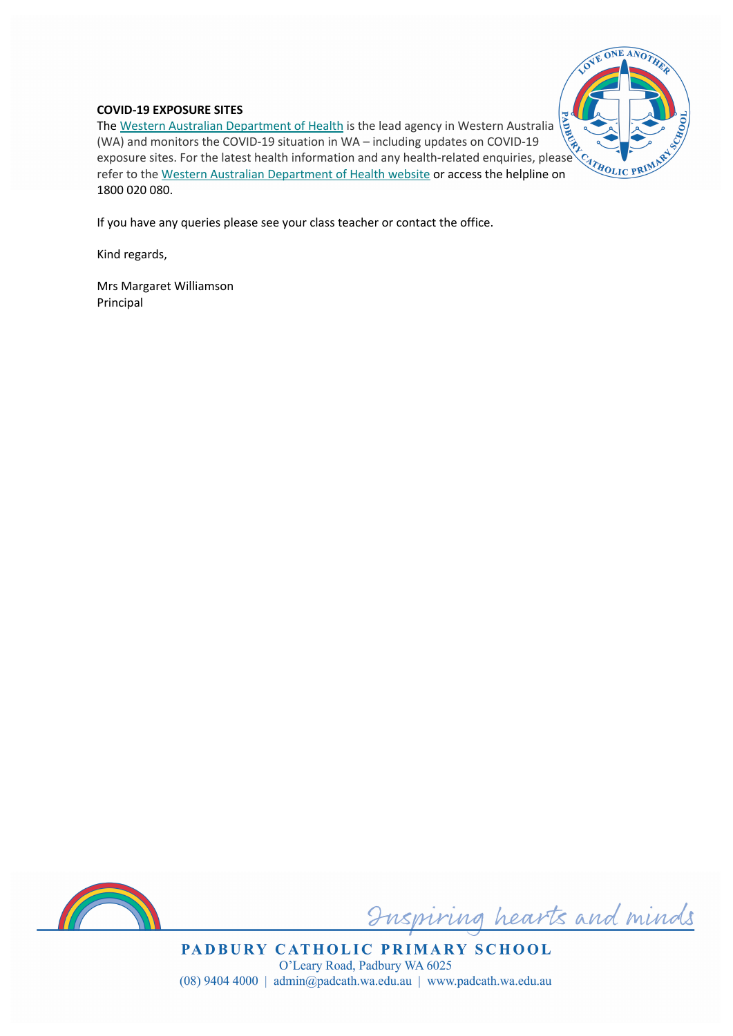**COVID-19 EXPOSURE SITES**

The Western Australian Department of Health is the lead agency in Western Australia (WA) and monitors the COVID-19 situation in WA – including updates on COVID-19 exposure sites. For the latest health information and any health-related enquiries, please refer to the Western Australian Department of Health website or access the helpline on 1800 020 080.

If you have any queries please see your class teacher or contact the office.

Kind regards,

Mrs Margaret Williamson
Principal